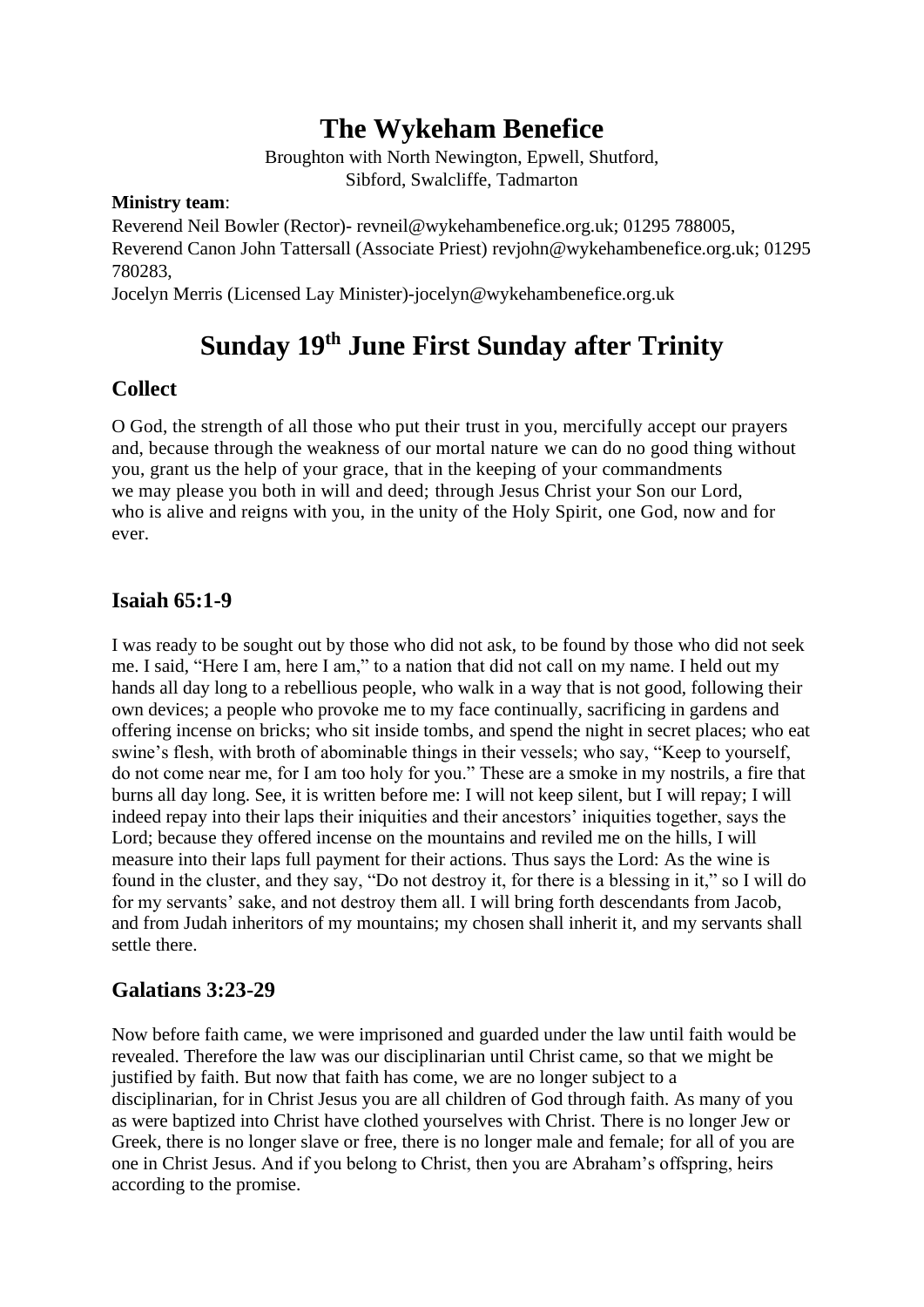# The Wykeham Benefice

Broughton with North Newington, Epwell, Shutford,
Sibford, Swalcliffe, Tadmarton

**Ministry team**:
Reverend Neil Bowler (Rector)- revneil@wykehambenefice.org.uk; 01295 788005,
Reverend Canon John Tattersall (Associate Priest) revjohn@wykehambenefice.org.uk; 01295 780283,
Jocelyn Merris (Licensed Lay Minister)-jocelyn@wykehambenefice.org.uk

# Sunday 19th June First Sunday after Trinity

## Collect

O God, the strength of all those who put their trust in you, mercifully accept our prayers and, because through the weakness of our mortal nature we can do no good thing without you, grant us the help of your grace, that in the keeping of your commandments we may please you both in will and deed; through Jesus Christ your Son our Lord, who is alive and reigns with you, in the unity of the Holy Spirit, one God, now and for ever.

## Isaiah 65:1-9

I was ready to be sought out by those who did not ask, to be found by those who did not seek me. I said, "Here I am, here I am," to a nation that did not call on my name. I held out my hands all day long to a rebellious people, who walk in a way that is not good, following their own devices; a people who provoke me to my face continually, sacrificing in gardens and offering incense on bricks; who sit inside tombs, and spend the night in secret places; who eat swine's flesh, with broth of abominable things in their vessels; who say, "Keep to yourself, do not come near me, for I am too holy for you." These are a smoke in my nostrils, a fire that burns all day long. See, it is written before me: I will not keep silent, but I will repay; I will indeed repay into their laps their iniquities and their ancestors' iniquities together, says the Lord; because they offered incense on the mountains and reviled me on the hills, I will measure into their laps full payment for their actions. Thus says the Lord: As the wine is found in the cluster, and they say, "Do not destroy it, for there is a blessing in it," so I will do for my servants' sake, and not destroy them all. I will bring forth descendants from Jacob, and from Judah inheritors of my mountains; my chosen shall inherit it, and my servants shall settle there.

## Galatians 3:23-29

Now before faith came, we were imprisoned and guarded under the law until faith would be revealed. Therefore the law was our disciplinarian until Christ came, so that we might be justified by faith. But now that faith has come, we are no longer subject to a disciplinarian, for in Christ Jesus you are all children of God through faith. As many of you as were baptized into Christ have clothed yourselves with Christ. There is no longer Jew or Greek, there is no longer slave or free, there is no longer male and female; for all of you are one in Christ Jesus. And if you belong to Christ, then you are Abraham's offspring, heirs according to the promise.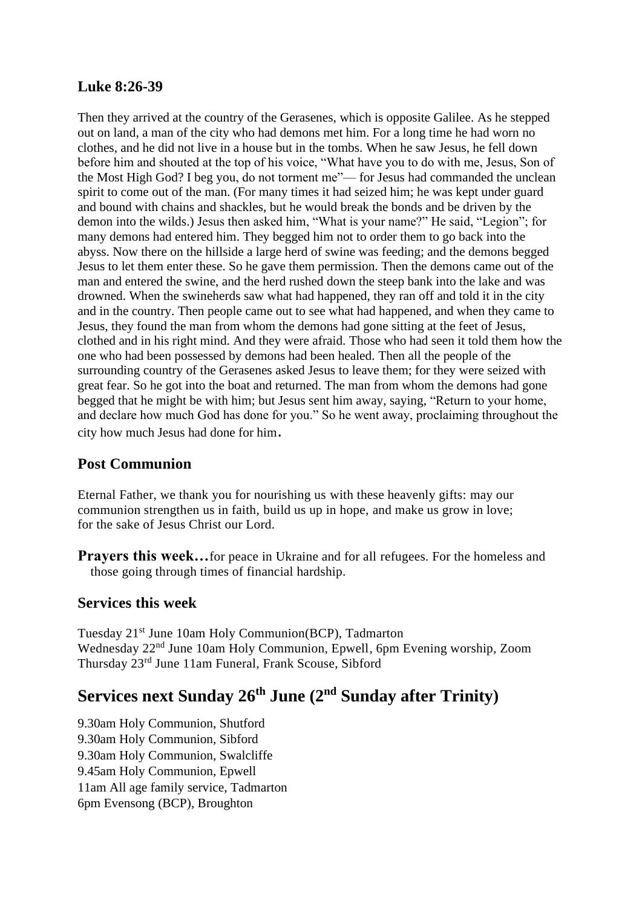## Luke 8:26-39

Then they arrived at the country of the Gerasenes, which is opposite Galilee. As he stepped out on land, a man of the city who had demons met him. For a long time he had worn no clothes, and he did not live in a house but in the tombs. When he saw Jesus, he fell down before him and shouted at the top of his voice, "What have you to do with me, Jesus, Son of the Most High God? I beg you, do not torment me"— for Jesus had commanded the unclean spirit to come out of the man. (For many times it had seized him; he was kept under guard and bound with chains and shackles, but he would break the bonds and be driven by the demon into the wilds.) Jesus then asked him, "What is your name?" He said, "Legion"; for many demons had entered him. They begged him not to order them to go back into the abyss. Now there on the hillside a large herd of swine was feeding; and the demons begged Jesus to let them enter these. So he gave them permission. Then the demons came out of the man and entered the swine, and the herd rushed down the steep bank into the lake and was drowned. When the swineherds saw what had happened, they ran off and told it in the city and in the country. Then people came out to see what had happened, and when they came to Jesus, they found the man from whom the demons had gone sitting at the feet of Jesus, clothed and in his right mind. And they were afraid. Those who had seen it told them how the one who had been possessed by demons had been healed. Then all the people of the surrounding country of the Gerasenes asked Jesus to leave them; for they were seized with great fear. So he got into the boat and returned. The man from whom the demons had gone begged that he might be with him; but Jesus sent him away, saying, "Return to your home, and declare how much God has done for you." So he went away, proclaiming throughout the city how much Jesus had done for him.

## Post Communion

Eternal Father, we thank you for nourishing us with these heavenly gifts: may our communion strengthen us in faith, build us up in hope, and make us grow in love; for the sake of Jesus Christ our Lord.

**Prayers this week…**for peace in Ukraine and for all refugees. For the homeless and those going through times of financial hardship.

## Services this week

Tuesday 21st June 10am Holy Communion(BCP), Tadmarton
Wednesday 22nd June 10am Holy Communion, Epwell, 6pm Evening worship, Zoom
Thursday 23rd June 11am Funeral, Frank Scouse, Sibford

# Services next Sunday 26th June (2nd Sunday after Trinity)

9.30am Holy Communion, Shutford
9.30am Holy Communion, Sibford
9.30am Holy Communion, Swalcliffe
9.45am Holy Communion, Epwell
11am All age family service, Tadmarton
6pm Evensong (BCP), Broughton